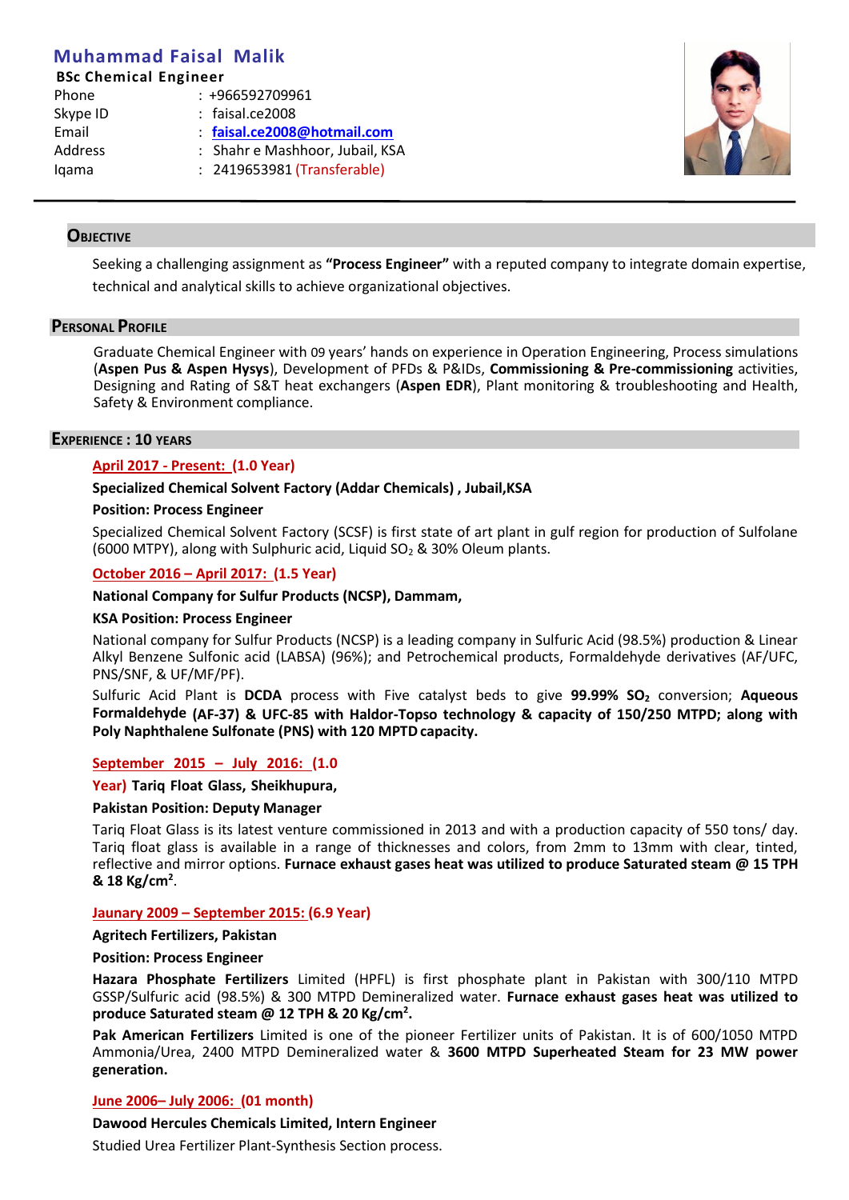# Muhammad Faisal Malik

**BSc Chemical Engineer**

Phone : +966592709961
Skype ID : faisal.ce2008
Email : **faisal.ce2008@hotmail.com**
Address : Shahr e Mashhoor, Jubail, KSA
Iqama : 2419653981 (Transferable)

## Objective

Seeking a challenging assignment as **"Process Engineer"** with a reputed company to integrate domain expertise, technical and analytical skills to achieve organizational objectives.

## Personal Profile

Graduate Chemical Engineer with 09 years' hands on experience in Operation Engineering, Process simulations (**Aspen Pus & Aspen Hysys**), Development of PFDs & P&IDs, **Commissioning & Pre-commissioning** activities, Designing and Rating of S&T heat exchangers (**Aspen EDR**), Plant monitoring & troubleshooting and Health, Safety & Environment compliance.

## Experience : 10 Years

**April 2017 - Present: (1.0 Year)**

**Specialized Chemical Solvent Factory (Addar Chemicals) , Jubail,KSA**

**Position: Process Engineer**

Specialized Chemical Solvent Factory (SCSF) is first state of art plant in gulf region for production of Sulfolane (6000 MTPY), along with Sulphuric acid, Liquid $SO_2$ & 30% Oleum plants.

**October 2016 – April 2017: (1.5 Year)**

**National Company for Sulfur Products (NCSP), Dammam,**

**KSA Position: Process Engineer**

National company for Sulfur Products (NCSP) is a leading company in Sulfuric Acid (98.5%) production & Linear Alkyl Benzene Sulfonic acid (LABSA) (96%); and Petrochemical products, Formaldehyde derivatives (AF/UFC, PNS/SNF, & UF/MF/PF).

Sulfuric Acid Plant is **DCDA** process with Five catalyst beds to give **99.99% $SO_2$** conversion; **Aqueous Formaldehyde (AF-37) & UFC-85 with Haldor-Topso technology & capacity of 150/250 MTPD; along with Poly Naphthalene Sulfonate (PNS) with 120 MPTD capacity.**

**September 2015 – July 2016: (1.0 Year) Tariq Float Glass, Sheikhupura,**

**Pakistan Position: Deputy Manager**

Tariq Float Glass is its latest venture commissioned in 2013 and with a production capacity of 550 tons/ day. Tariq float glass is available in a range of thicknesses and colors, from 2mm to 13mm with clear, tinted, reflective and mirror options. **Furnace exhaust gases heat was utilized to produce Saturated steam @ 15 TPH & 18 Kg/cm$^2$**.

**Jaunary 2009 – September 2015: (6.9 Year)**

**Agritech Fertilizers, Pakistan**

**Position: Process Engineer**

**Hazara Phosphate Fertilizers** Limited (HPFL) is first phosphate plant in Pakistan with 300/110 MTPD GSSP/Sulfuric acid (98.5%) & 300 MTPD Demineralized water. **Furnace exhaust gases heat was utilized to produce Saturated steam @ 12 TPH & 20 Kg/cm$^2$.**

**Pak American Fertilizers** Limited is one of the pioneer Fertilizer units of Pakistan. It is of 600/1050 MTPD Ammonia/Urea, 2400 MTPD Demineralized water & **3600 MTPD Superheated Steam for 23 MW power generation.**

**June 2006– July 2006: (01 month)**

**Dawood Hercules Chemicals Limited, Intern Engineer**

Studied Urea Fertilizer Plant-Synthesis Section process.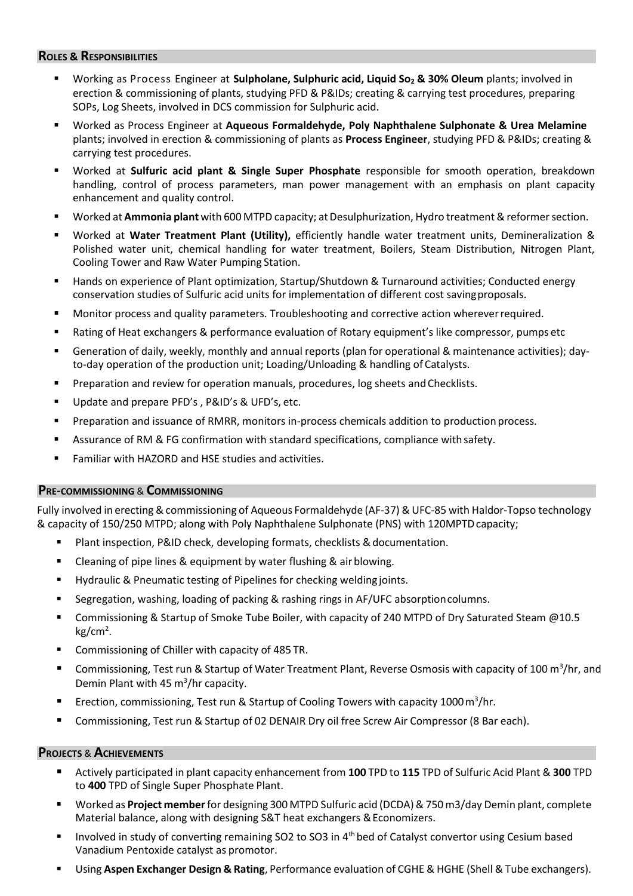## Roles & Responsibilities

- Working as Process Engineer at **Sulpholane, Sulphuric acid, Liquid $SO_2$ & 30% Oleum** plants; involved in erection & commissioning of plants, studying PFD & P&IDs; creating & carrying test procedures, preparing SOPs, Log Sheets, involved in DCS commission for Sulphuric acid.
- Worked as Process Engineer at **Aqueous Formaldehyde, Poly Naphthalene Sulphonate & Urea Melamine** plants; involved in erection & commissioning of plants as **Process Engineer**, studying PFD & P&IDs; creating & carrying test procedures.
- Worked at **Sulfuric acid plant & Single Super Phosphate** responsible for smooth operation, breakdown handling, control of process parameters, man power management with an emphasis on plant capacity enhancement and quality control.
- Worked at **Ammonia plant** with 600 MTPD capacity; at Desulphurization, Hydro treatment & reformer section.
- Worked at **Water Treatment Plant (Utility),** efficiently handle water treatment units, Demineralization & Polished water unit, chemical handling for water treatment, Boilers, Steam Distribution, Nitrogen Plant, Cooling Tower and Raw Water Pumping Station.
- Hands on experience of Plant optimization, Startup/Shutdown & Turnaround activities; Conducted energy conservation studies of Sulfuric acid units for implementation of different cost saving proposals.
- Monitor process and quality parameters. Troubleshooting and corrective action wherever required.
- Rating of Heat exchangers & performance evaluation of Rotary equipment's like compressor, pumps etc
- Generation of daily, weekly, monthly and annual reports (plan for operational & maintenance activities); day-to-day operation of the production unit; Loading/Unloading & handling of Catalysts.
- Preparation and review for operation manuals, procedures, log sheets and Checklists.
- Update and prepare PFD's , P&ID's & UFD's, etc.
- Preparation and issuance of RMRR, monitors in-process chemicals addition to production process.
- Assurance of RM & FG confirmation with standard specifications, compliance with safety.
- Familiar with HAZORD and HSE studies and activities.

## Pre-commissioning & Commissioning

Fully involved in erecting & commissioning of Aqueous Formaldehyde (AF-37) & UFC-85 with Haldor-Topso technology & capacity of 150/250 MTPD; along with Poly Naphthalene Sulphonate (PNS) with 120MPTD capacity;

- Plant inspection, P&ID check, developing formats, checklists & documentation.
- Cleaning of pipe lines & equipment by water flushing & air blowing.
- Hydraulic & Pneumatic testing of Pipelines for checking welding joints.
- Segregation, washing, loading of packing & rashing rings in AF/UFC absorption columns.
- Commissioning & Startup of Smoke Tube Boiler, with capacity of 240 MTPD of Dry Saturated Steam @10.5 $kg/cm^2$.
- Commissioning of Chiller with capacity of 485 TR.
- Commissioning, Test run & Startup of Water Treatment Plant, Reverse Osmosis with capacity of 100 $m^3$/hr, and Demin Plant with 45 $m^3$/hr capacity.
- Erection, commissioning, Test run & Startup of Cooling Towers with capacity 1000 $m^3$/hr.
- Commissioning, Test run & Startup of 02 DENAIR Dry oil free Screw Air Compressor (8 Bar each).

## Projects & Achievements

- Actively participated in plant capacity enhancement from **100** TPD to **115** TPD of Sulfuric Acid Plant & **300** TPD to **400** TPD of Single Super Phosphate Plant.
- Worked as **Project member** for designing 300 MTPD Sulfuric acid (DCDA) & 750 m3/day Demin plant, complete Material balance, along with designing S&T heat exchangers & Economizers.
- Involved in study of converting remaining SO2 to SO3 in 4th bed of Catalyst convertor using Cesium based Vanadium Pentoxide catalyst as promotor.
- Using **Aspen Exchanger Design & Rating**, Performance evaluation of CGHE & HGHE (Shell & Tube exchangers).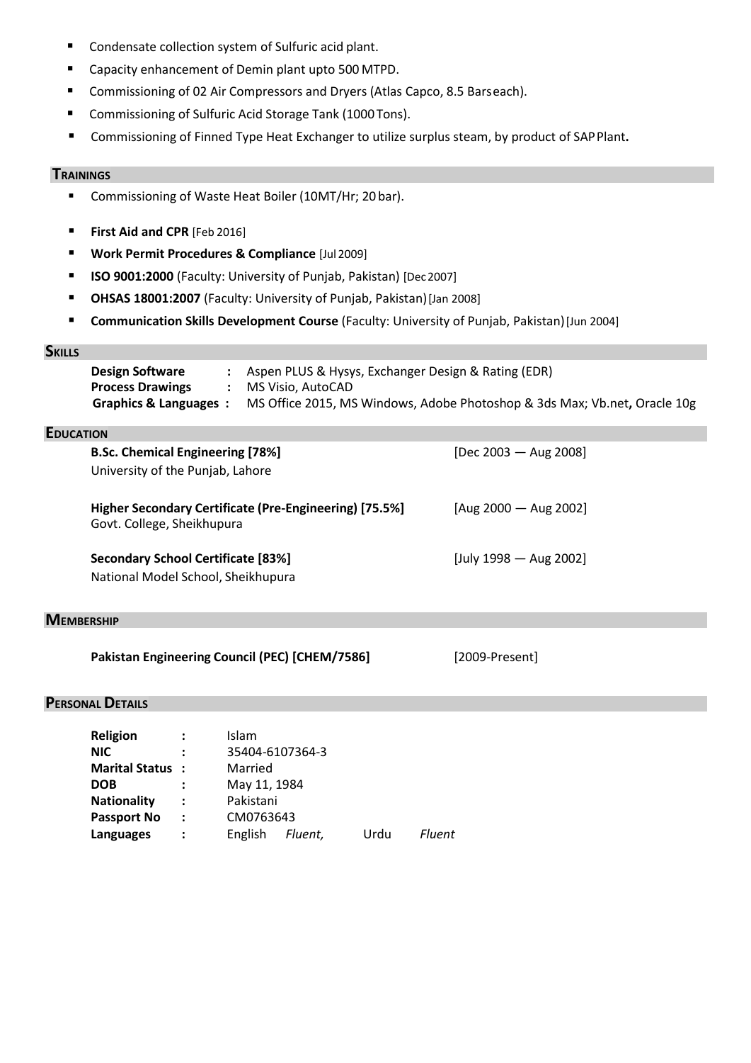- Condensate collection system of Sulfuric acid plant.
- Capacity enhancement of Demin plant upto 500 MTPD.
- Commissioning of 02 Air Compressors and Dryers (Atlas Capco, 8.5 Bars each).
- Commissioning of Sulfuric Acid Storage Tank (1000 Tons).
- Commissioning of Finned Type Heat Exchanger to utilize surplus steam, by product of SAP Plant**.**

## Trainings

- Commissioning of Waste Heat Boiler (10MT/Hr; 20 bar).
- **First Aid and CPR** [Feb 2016]
- **Work Permit Procedures & Compliance** [Jul 2009]
- **ISO 9001:2000** (Faculty: University of Punjab, Pakistan) [Dec 2007]
- **OHSAS 18001:2007** (Faculty: University of Punjab, Pakistan) [Jan 2008]
- **Communication Skills Development Course** (Faculty: University of Punjab, Pakistan) [Jun 2004]

## Skills

| | | |
|---|---|---|
| **Design Software** | : | Aspen PLUS & Hysys, Exchanger Design & Rating (EDR) |
| **Process Drawings** | : | MS Visio, AutoCAD |
| **Graphics & Languages** | : | MS Office 2015, MS Windows, Adobe Photoshop & 3ds Max; Vb.net**,** Oracle 10g |

## Education

**B.Sc. Chemical Engineering [78%]** [Dec 2003 — Aug 2008]
University of the Punjab, Lahore

**Higher Secondary Certificate (Pre-Engineering) [75.5%]** [Aug 2000 — Aug 2002]
Govt. College, Sheikhupura

**Secondary School Certificate [83%]** [July 1998 — Aug 2002]
National Model School, Sheikhupura

## Membership

**Pakistan Engineering Council (PEC) [CHEM/7586]** [2009-Present]

## Personal Details

| | | |
|---|---|---|
| **Religion** | : | Islam |
| **NIC** | : | 35404-6107364-3 |
| **Marital Status** | : | Married |
| **DOB** | : | May 11, 1984 |
| **Nationality** | : | Pakistani |
| **Passport No** | : | CM0763643 |
| **Languages** | : | English *Fluent,* Urdu *Fluent* |